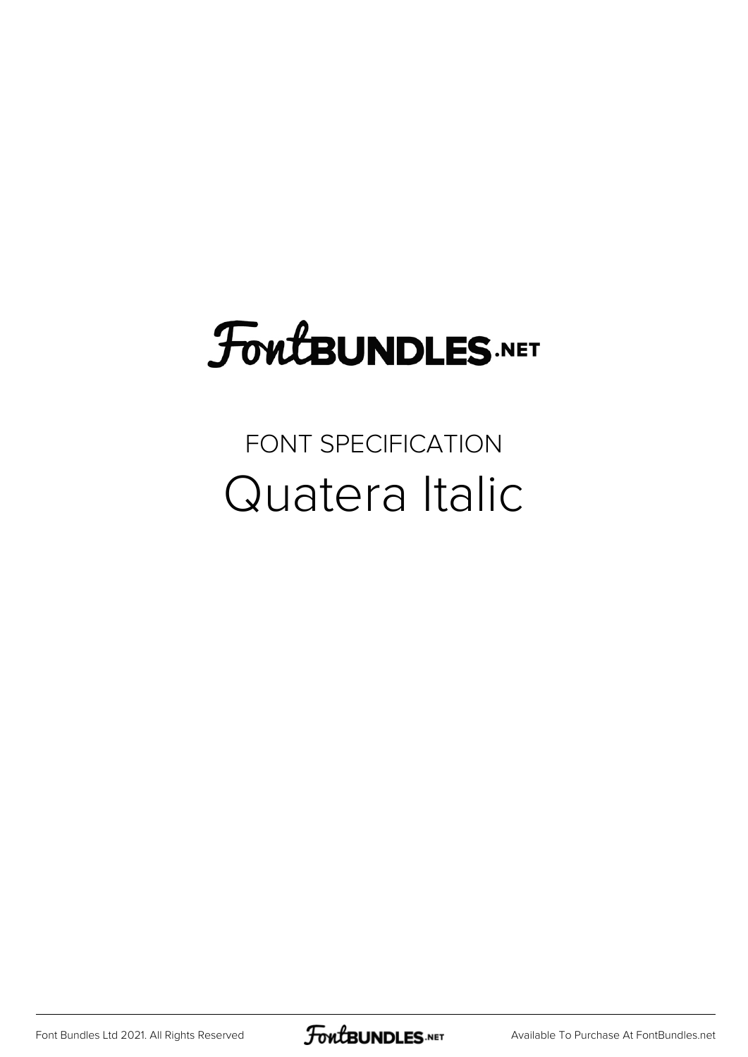FontBUNDLES.NET

FONT SPECIFICATION

# Quatera Italic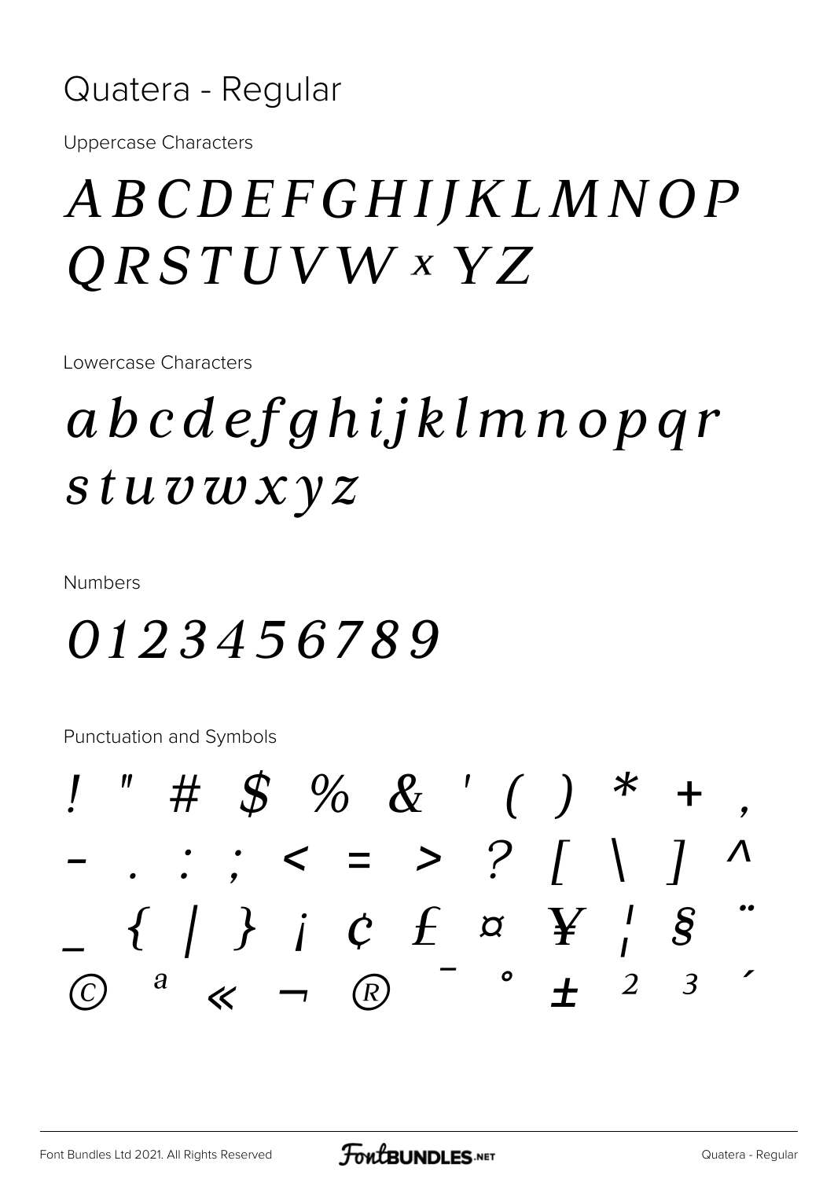Quatera - Regular

Uppercase Characters

*ABCDEFGHIJKLMNOP QRSTUVW x YZ*

Lowercase Characters

*abcdefghijklmnopqr stuvwxyz*

Numbers

*0123456789*

Punctuation and Symbols

*! " # $ % & ' ( ) * + , - . : ; < = > ? [ \ ] ^ _ { | } ¡ ¢ £ ¤ ¥ ¦ § ¨ © ª « ¬ ® ¯ ° ± ² ³ ´*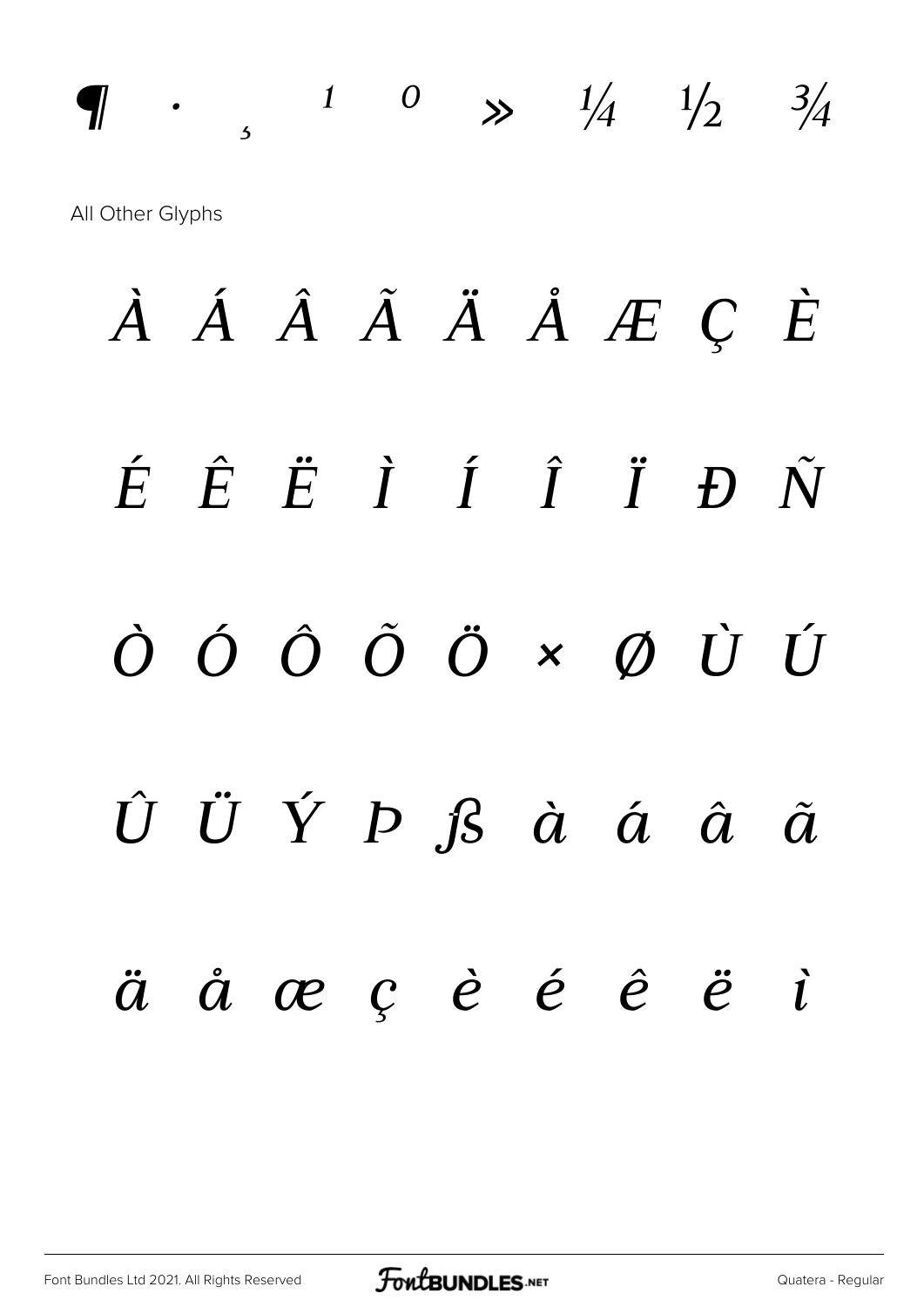¶ · ¸ ¹ º » ¼ ½ ¾

All Other Glyphs

À Á Â Ã Ä Å Æ Ç È

É Ê Ë Ì Í Î Ï Ð Ñ

Ò Ó Ô Õ Ö × Ø Ù Ú

Û Ü Ý Þ ß à á â ã

ä å æ ç è é ê ë ì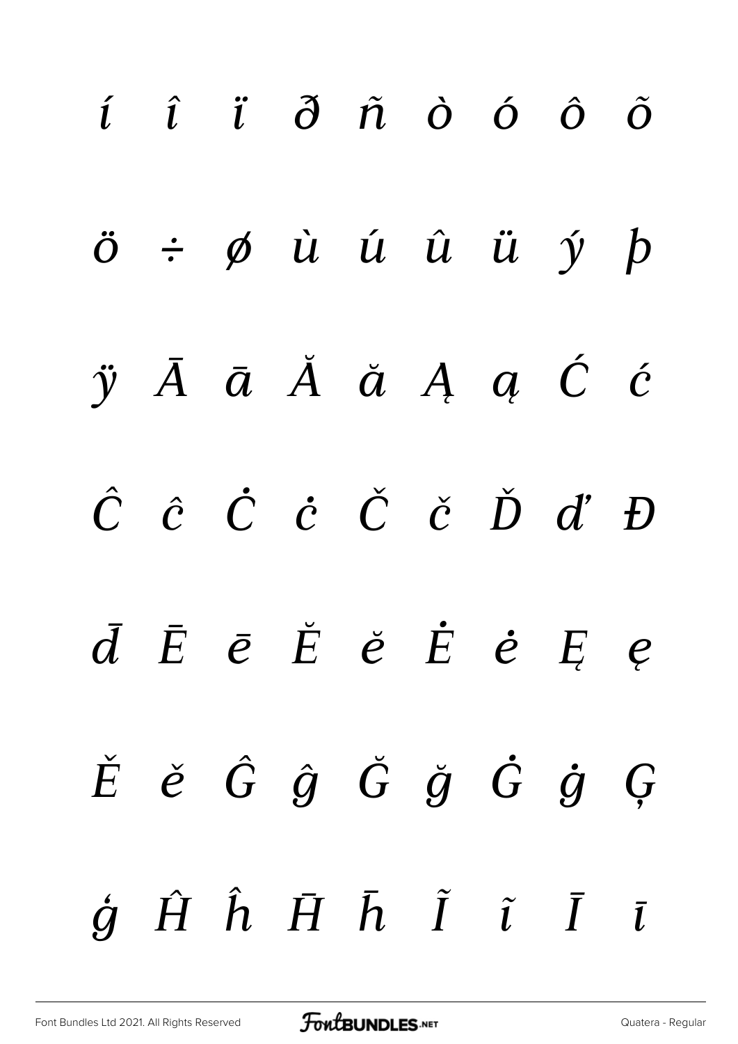í î ï ð ñ ò ó ô õ

ö ÷ ø ù ú û ü ý þ

ÿ Ā ā Ă ă Ą ą Ć ć

Ĉ ĉ Ċ ċ Č č Ď ď Đ

đ Ē ē Ĕ ĕ Ė ė Ę ę

Ě ě Ĝ ĝ Ğ ğ Ġ ġ Ģ

ģ Ĥ ĥ Ħ ħ Ĩ ĩ Ī ī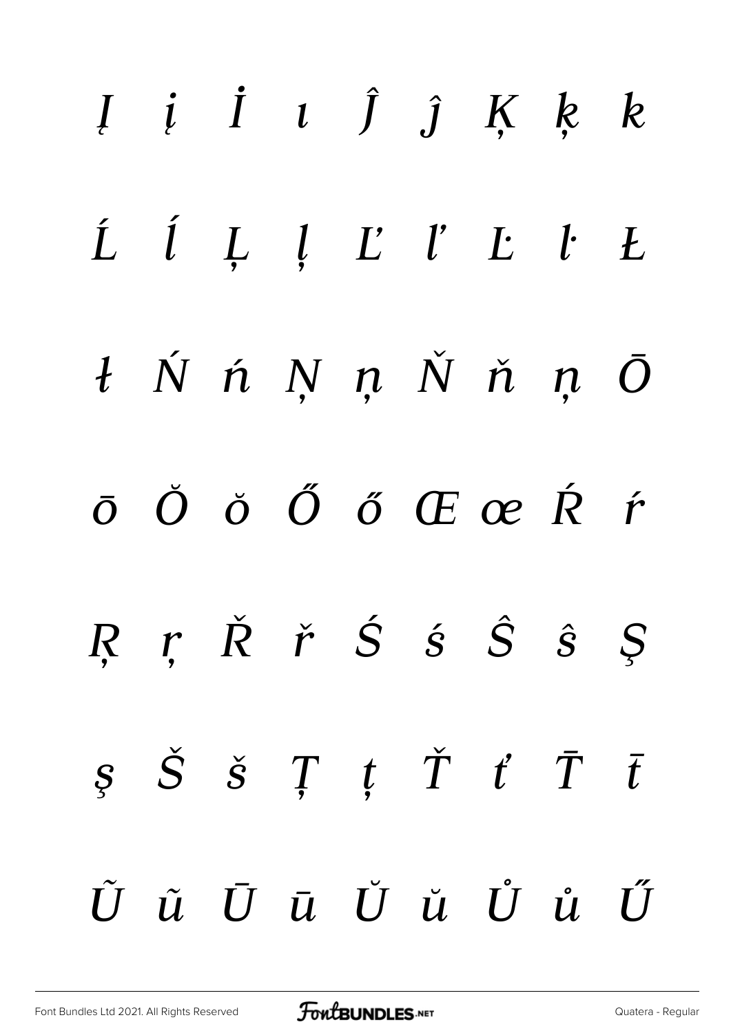*Į į İ ı Ĵ ĵ Ķ ķ ĸ*

*Ĺ ĺ Ļ ļ Ľ ľ Ŀ ŀ Ł*

*ł Ń ń Ņ ņ Ň ň ņ Ō*

*ō Ŏ ŏ Ő ő Œ œ Ŕ ŕ*

*Ŗ ŗ Ř ř Ś ś Ŝ ŝ Ş*

*ş Š š Ţ ţ Ť ť Ŧ ŧ*

*Ũ ũ Ū ū Ŭ ŭ Ů ů Ű*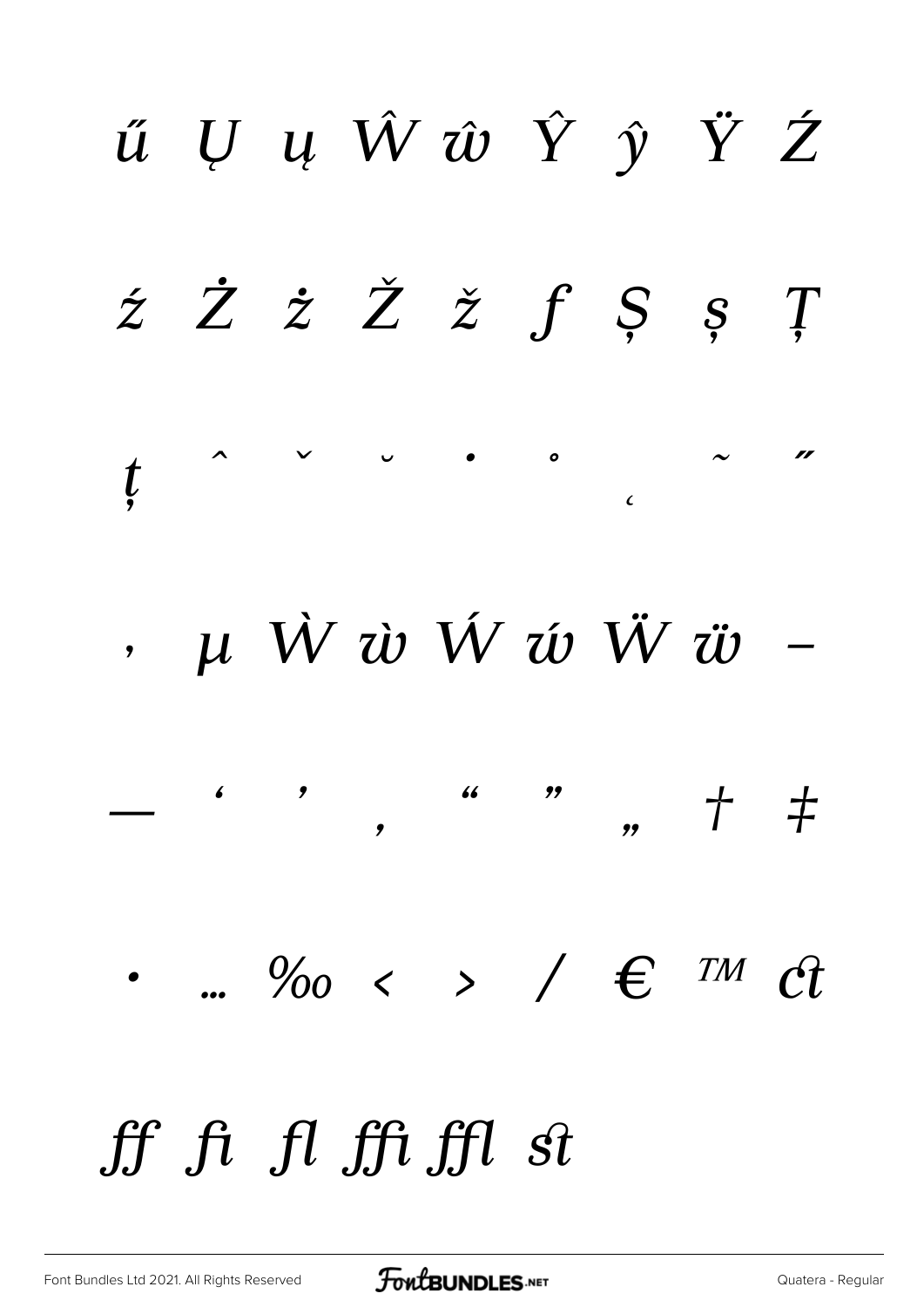ű Ų ų Ŵ ŵ Ŷ ŷ Ÿ Ź

ź Ż ż Ž ž ƒ Ș ș Ț

ț ˆ ˇ ˘ ˙ ˚ ˛ ˜ ˝

, μ Ẁ ẁ Ẃ ẃ Ẅ ẅ –

— ‘ ’ ‚ “ ” „ † ‡

• … ‰ ‹ › ⁄ € ™ ct

ff fi fl ffi ffl st